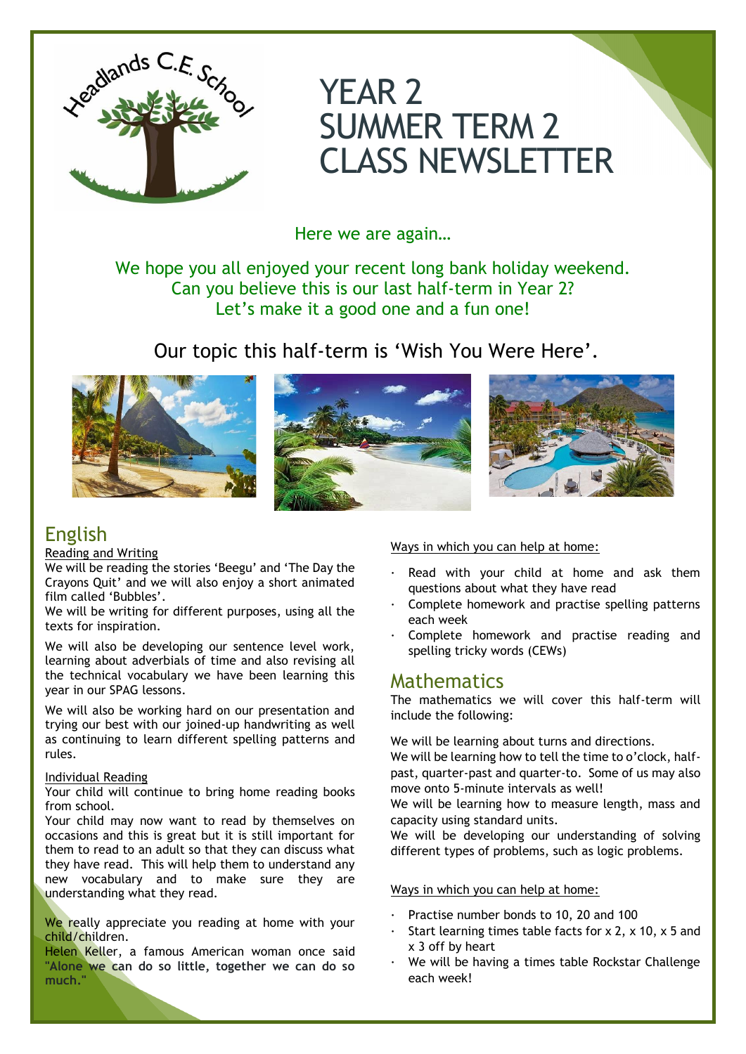# YEAR 2 SUMMER TERM 2 CLASS NEWSLETTER

Here we are again…

We hope you all enjoyed your recent long bank holiday weekend.
Can you believe this is our last half-term in Year 2?
Let's make it a good one and a fun one!

Our topic this half-term is 'Wish You Were Here'.

## English

Reading and Writing

We will be reading the stories 'Beegu' and 'The Day the Crayons Quit' and we will also enjoy a short animated film called 'Bubbles'.
We will be writing for different purposes, using all the texts for inspiration.

We will also be developing our sentence level work, learning about adverbials of time and also revising all the technical vocabulary we have been learning this year in our SPAG lessons.

We will also be working hard on our presentation and trying our best with our joined-up handwriting as well as continuing to learn different spelling patterns and rules.

Individual Reading

Your child will continue to bring home reading books from school.
Your child may now want to read by themselves on occasions and this is great but it is still important for them to read to an adult so that they can discuss what they have read. This will help them to understand any new vocabulary and to make sure they are understanding what they read.

We really appreciate you reading at home with your child/children.
Helen Keller, a famous American woman once said **"Alone we can do so little, together we can do so much."**

Ways in which you can help at home:

- Read with your child at home and ask them questions about what they have read
- Complete homework and practise spelling patterns each week
- Complete homework and practise reading and spelling tricky words (CEWs)

## Mathematics

The mathematics we will cover this half-term will include the following:

We will be learning about turns and directions.
We will be learning how to tell the time to o'clock, half-past, quarter-past and quarter-to. Some of us may also move onto 5-minute intervals as well!
We will be learning how to measure length, mass and capacity using standard units.
We will be developing our understanding of solving different types of problems, such as logic problems.

Ways in which you can help at home:

- Practise number bonds to 10, 20 and 100
- Start learning times table facts for x 2, x 10, x 5 and x 3 off by heart
- We will be having a times table Rockstar Challenge each week!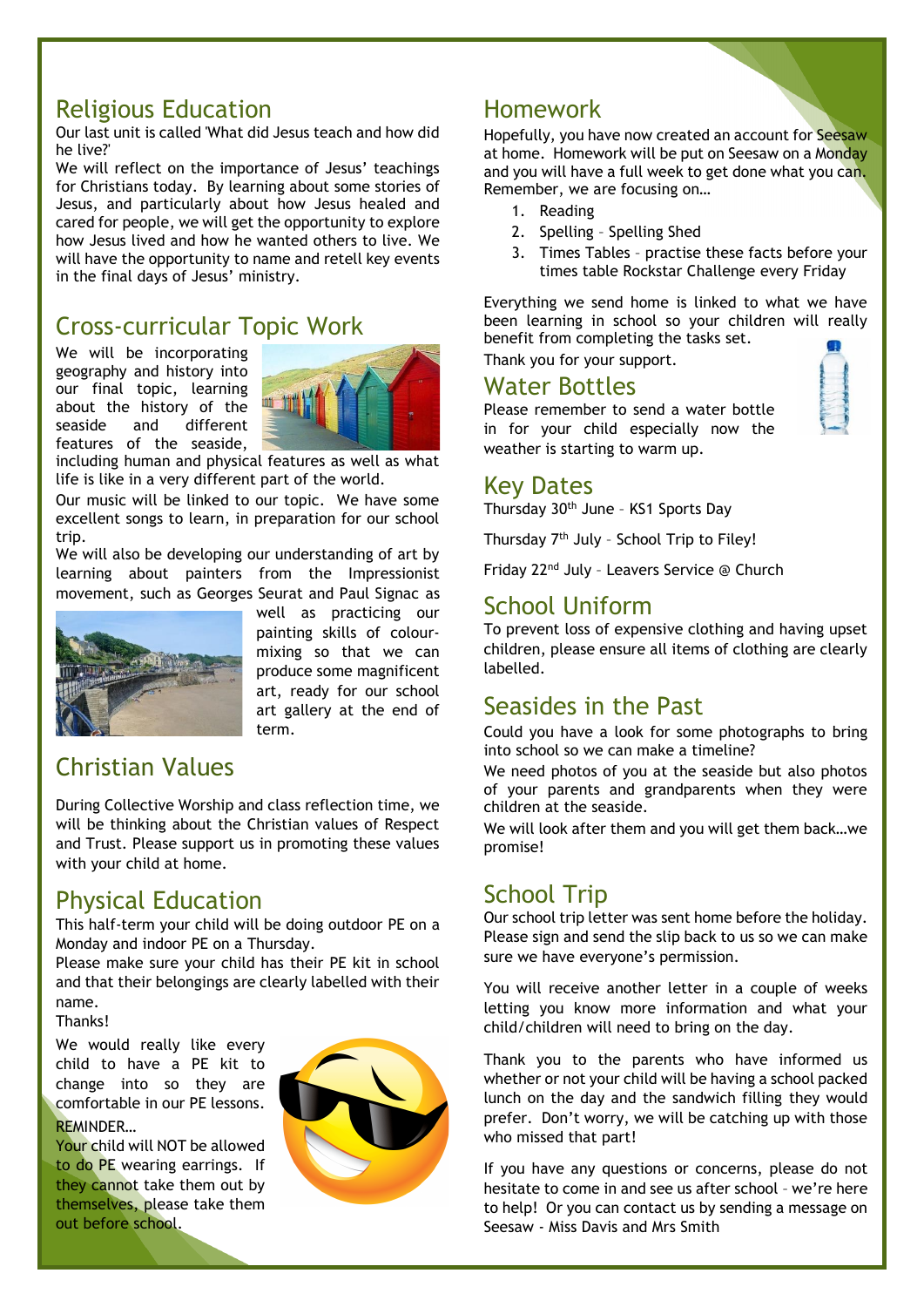## Religious Education

Our last unit is called 'What did Jesus teach and how did he live?'

We will reflect on the importance of Jesus' teachings for Christians today. By learning about some stories of Jesus, and particularly about how Jesus healed and cared for people, we will get the opportunity to explore how Jesus lived and how he wanted others to live. We will have the opportunity to name and retell key events in the final days of Jesus' ministry.

## Cross-curricular Topic Work

We will be incorporating geography and history into our final topic, learning about the history of the seaside and different features of the seaside, including human and physical features as well as what life is like in a very different part of the world.

Our music will be linked to our topic. We have some excellent songs to learn, in preparation for our school trip.

We will also be developing our understanding of art by learning about painters from the Impressionist movement, such as Georges Seurat and Paul Signac as well as practicing our painting skills of colour-mixing so that we can produce some magnificent art, ready for our school art gallery at the end of term.

## Christian Values

During Collective Worship and class reflection time, we will be thinking about the Christian values of Respect and Trust. Please support us in promoting these values with your child at home.

## Physical Education

This half-term your child will be doing outdoor PE on a Monday and indoor PE on a Thursday.

Please make sure your child has their PE kit in school and that their belongings are clearly labelled with their name.

Thanks!

We would really like every child to have a PE kit to change into so they are comfortable in our PE lessons.

REMINDER…

Your child will NOT be allowed to do PE wearing earrings. If they cannot take them out by themselves, please take them out before school.

## Homework

Hopefully, you have now created an account for Seesaw at home. Homework will be put on Seesaw on a Monday and you will have a full week to get done what you can. Remember, we are focusing on…

1. Reading
2. Spelling – Spelling Shed
3. Times Tables – practise these facts before your times table Rockstar Challenge every Friday

Everything we send home is linked to what we have been learning in school so your children will really benefit from completing the tasks set.

Thank you for your support.

## Water Bottles

Please remember to send a water bottle in for your child especially now the weather is starting to warm up.

## Key Dates

Thursday 30th June – KS1 Sports Day

Thursday 7th July – School Trip to Filey!

Friday 22nd July – Leavers Service @ Church

## School Uniform

To prevent loss of expensive clothing and having upset children, please ensure all items of clothing are clearly labelled.

## Seasides in the Past

Could you have a look for some photographs to bring into school so we can make a timeline?

We need photos of you at the seaside but also photos of your parents and grandparents when they were children at the seaside.

We will look after them and you will get them back…we promise!

## School Trip

Our school trip letter was sent home before the holiday. Please sign and send the slip back to us so we can make sure we have everyone's permission.

You will receive another letter in a couple of weeks letting you know more information and what your child/children will need to bring on the day.

Thank you to the parents who have informed us whether or not your child will be having a school packed lunch on the day and the sandwich filling they would prefer. Don't worry, we will be catching up with those who missed that part!

If you have any questions or concerns, please do not hesitate to come in and see us after school – we're here to help! Or you can contact us by sending a message on Seesaw - Miss Davis and Mrs Smith